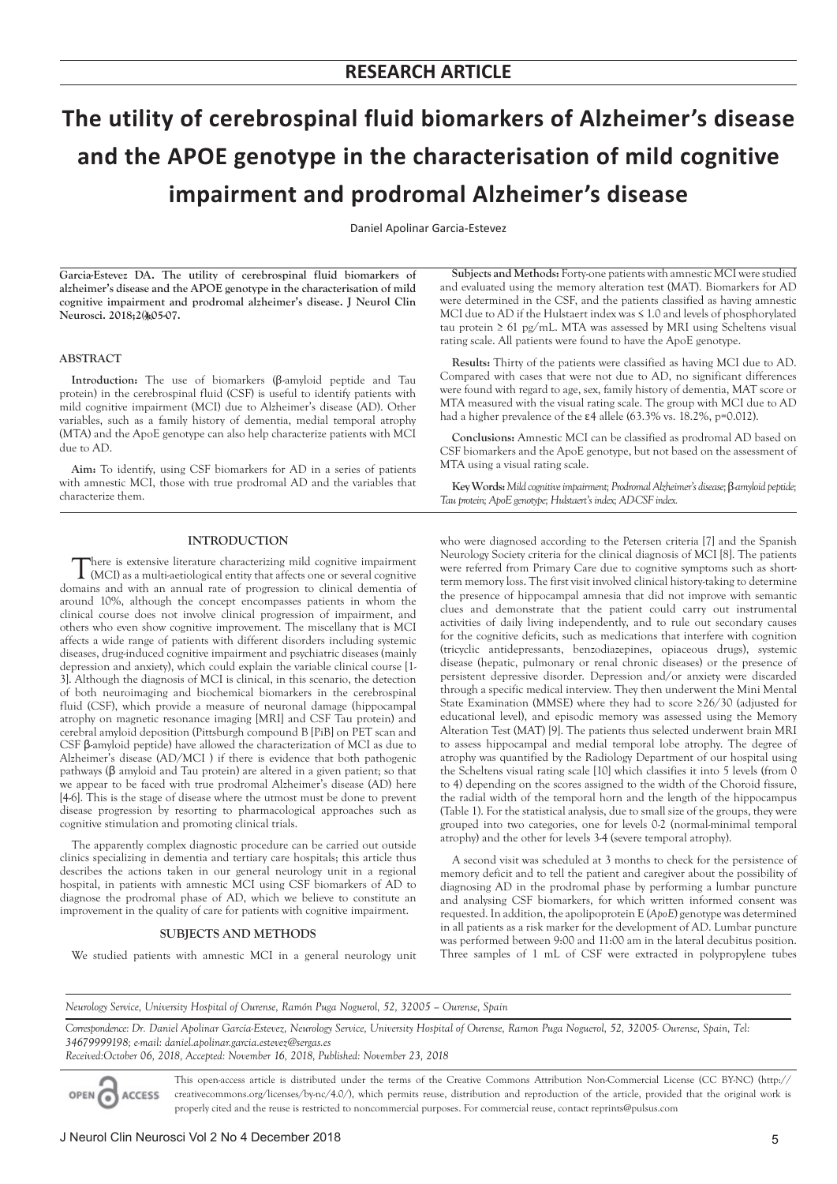RESEARCH ARTICLE

# The utility of cerebrospinal fluid biomarkers of Alzheimer's disease and the APOE genotype in the characterisation of mild cognitive impairment and prodromal Alzheimer's disease

Daniel Apolinar Garcia-Estevez

**Garcia-Estevez DA. The utility of cerebrospinal fluid biomarkers of alzheimer's disease and the APOE genotype in the characterisation of mild cognitive impairment and prodromal alzheimer's disease. J Neurol Clin Neurosci. 2018;2(4):05-07.**

## ABSTRACT

**Introduction:** The use of biomarkers (β-amyloid peptide and Tau protein) in the cerebrospinal fluid (CSF) is useful to identify patients with mild cognitive impairment (MCI) due to Alzheimer's disease (AD). Other variables, such as a family history of dementia, medial temporal atrophy (MTA) and the ApoE genotype can also help characterize patients with MCI due to AD.

**Aim:** To identify, using CSF biomarkers for AD in a series of patients with amnestic MCI, those with true prodromal AD and the variables that characterize them.

**Subjects and Methods:** Forty-one patients with amnestic MCI were studied and evaluated using the memory alteration test (MAT). Biomarkers for AD were determined in the CSF, and the patients classified as having amnestic MCI due to AD if the Hulstaert index was ≤ 1.0 and levels of phosphorylated tau protein ≥ 61 pg/mL. MTA was assessed by MRI using Scheltens visual rating scale. All patients were found to have the ApoE genotype.

**Results:** Thirty of the patients were classified as having MCI due to AD. Compared with cases that were not due to AD, no significant differences were found with regard to age, sex, family history of dementia, MAT score or MTA measured with the visual rating scale. The group with MCI due to AD had a higher prevalence of the ε4 allele (63.3% vs. 18.2%, $p=0.012$).

**Conclusions:** Amnestic MCI can be classified as prodromal AD based on CSF biomarkers and the ApoE genotype, but not based on the assessment of MTA using a visual rating scale.

**Key Words:** *Mild cognitive impairment; Prodromal Alzheimer's disease; β-amyloid peptide; Tau protein; ApoE genotype; Hulstaert's index; AD-CSF index.*

## INTRODUCTION

There is extensive literature characterizing mild cognitive impairment (MCI) as a multi-aetiological entity that affects one or several cognitive domains and with an annual rate of progression to clinical dementia of around 10%, although the concept encompasses patients in whom the clinical course does not involve clinical progression of impairment, and others who even show cognitive improvement. The miscellany that is MCI affects a wide range of patients with different disorders including systemic diseases, drug-induced cognitive impairment and psychiatric diseases (mainly depression and anxiety), which could explain the variable clinical course [1-3]. Although the diagnosis of MCI is clinical, in this scenario, the detection of both neuroimaging and biochemical biomarkers in the cerebrospinal fluid (CSF), which provide a measure of neuronal damage (hippocampal atrophy on magnetic resonance imaging [MRI] and CSF Tau protein) and cerebral amyloid deposition (Pittsburgh compound B [PiB] on PET scan and CSF β-amyloid peptide) have allowed the characterization of MCI as due to Alzheimer's disease (AD/MCI ) if there is evidence that both pathogenic pathways (β amyloid and Tau protein) are altered in a given patient; so that we appear to be faced with true prodromal Alzheimer's disease (AD) here [4-6]. This is the stage of disease where the utmost must be done to prevent disease progression by resorting to pharmacological approaches such as cognitive stimulation and promoting clinical trials.

The apparently complex diagnostic procedure can be carried out outside clinics specializing in dementia and tertiary care hospitals; this article thus describes the actions taken in our general neurology unit in a regional hospital, in patients with amnestic MCI using CSF biomarkers of AD to diagnose the prodromal phase of AD, which we believe to constitute an improvement in the quality of care for patients with cognitive impairment.

## SUBJECTS AND METHODS

We studied patients with amnestic MCI in a general neurology unit who were diagnosed according to the Petersen criteria [7] and the Spanish Neurology Society criteria for the clinical diagnosis of MCI [8]. The patients were referred from Primary Care due to cognitive symptoms such as short-term memory loss. The first visit involved clinical history-taking to determine the presence of hippocampal amnesia that did not improve with semantic clues and demonstrate that the patient could carry out instrumental activities of daily living independently, and to rule out secondary causes for the cognitive deficits, such as medications that interfere with cognition (tricyclic antidepressants, benzodiazepines, opiaceous drugs), systemic disease (hepatic, pulmonary or renal chronic diseases) or the presence of persistent depressive disorder. Depression and/or anxiety were discarded through a specific medical interview. They then underwent the Mini Mental State Examination (MMSE) where they had to score ≥26/30 (adjusted for educational level), and episodic memory was assessed using the Memory Alteration Test (MAT) [9]. The patients thus selected underwent brain MRI to assess hippocampal and medial temporal lobe atrophy. The degree of atrophy was quantified by the Radiology Department of our hospital using the Scheltens visual rating scale [10] which classifies it into 5 levels (from 0 to 4) depending on the scores assigned to the width of the Choroid fissure, the radial width of the temporal horn and the length of the hippocampus (Table 1). For the statistical analysis, due to small size of the groups, they were grouped into two categories, one for levels 0-2 (normal-minimal temporal atrophy) and the other for levels 3-4 (severe temporal atrophy).

A second visit was scheduled at 3 months to check for the persistence of memory deficit and to tell the patient and caregiver about the possibility of diagnosing AD in the prodromal phase by performing a lumbar puncture and analysing CSF biomarkers, for which written informed consent was requested. In addition, the apolipoprotein E (*ApoE*) genotype was determined in all patients as a risk marker for the development of AD. Lumbar puncture was performed between 9:00 and 11:00 am in the lateral decubitus position. Three samples of 1 mL of CSF were extracted in polypropylene tubes

*Neurology Service, University Hospital of Ourense, Ramón Puga Noguerol, 52, 32005 – Ourense, Spain*

*Correspondence: Dr. Daniel Apolinar García-Estevez, Neurology Service, University Hospital of Ourense, Ramon Puga Noguerol, 52, 32005- Ourense, Spain, Tel: 34679999198; e-mail: daniel.apolinar.garcia.estevez@sergas.es*

*Received:October 06, 2018, Accepted: November 16, 2018, Published: November 23, 2018*

This open-access article is distributed under the terms of the Creative Commons Attribution Non-Commercial License (CC BY-NC) (http://creativecommons.org/licenses/by-nc/4.0/), which permits reuse, distribution and reproduction of the article, provided that the original work is properly cited and the reuse is restricted to noncommercial purposes. For commercial reuse, contact reprints@pulsus.com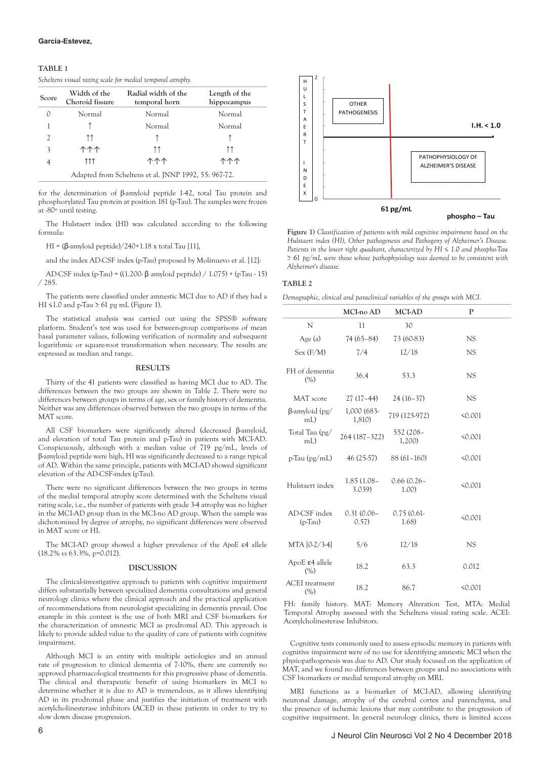**TABLE 1**

*Scheltens visual rating scale for medial temporal atrophy.*

| Score | Width of the Choroid fissure | Radial width of the temporal horn | Length of the hippocampus |
|---|---|---|---|
| 0 | Normal | Normal | Normal |
| 1 | ↑ | Normal | Normal |
| 2 | ↑↑ | ↑ | ↑ |
| 3 | ↑↑↑ | ↑↑ | ↑↑ |
| 4 | ↑↑↑ | ↑↑↑ | ↑↑↑ |
| Adapted from Scheltens et al. JNNP 1992, 55: 967-72. | | | |

for the determination of β-amyloid peptide 1-42, total Tau protein and phosphorylated Tau protein at position 181 (p-Tau). The samples were frozen at -80º until testing.

The Hulstaert index (HI) was calculated according to the following formula:

HI = (β-amyloid peptide)/240+1.18 x total Tau [11],

and the index AD-CSF index (p-Tau) proposed by Molinuevo et al. [12]:

AD-CSF index (p-Tau) = ((1.200- β amyloid peptide) / 1.075) + (pTau - 15) / 285.

The patients were classified under amnestic MCI due to AD if they had a HI ≤1.0 and p-Tau ≥ 61 pg mL (Figure 1).

The statistical analysis was carried out using the SPSS® software platform. Student's test was used for between-group comparisons of mean basal parameter values, following verification of normality and subsequent logarithmic or square-root transformation when necessary. The results are expressed as median and range.

## RESULTS

Thirty of the 41 patients were classified as having MCI due to AD. The differences between the two groups are shown in Table 2. There were no differences between groups in terms of age, sex or family history of dementia. Neither was any differences observed between the two groups in terms of the MAT score.

All CSF biomarkers were significantly altered (decreased β-amyloid, and elevation of total Tau protein and p-Tau) in patients with MCI-AD. Conspicuously, although with a median value of 719 pg/mL, levels of β-amyloid peptide were high, HI was significantly decreased to a range typical of AD. Within the same principle, patients with MCI-AD showed significant elevation of the AD-CSF-index (pTau).

There were no significant differences between the two groups in terms of the medial temporal atrophy score determined with the Scheltens visual rating scale, i.e., the number of patients with grade 3-4 atrophy was no higher in the MCI-AD group than in the MCI-no AD group. When the sample was dichotomised by degree of atrophy, no significant differences were observed in MAT score or HI.

The MCI-AD group showed a higher prevalence of the *ApoE* ε4 allele (18.2% *vs* 63.3%, p=0.012).

## DISCUSSION

The clinical-investigative approach to patients with cognitive impairment differs substantially between specialized dementia consultations and general neurology clinics where the clinical approach and the practical application of recommendations from neurologist specializing in dementia prevail. One example in this context is the use of both MRI and CSF biomarkers for the characterization of amnestic MCI as prodromal AD. This approach is likely to provide added value to the quality of care of patients with cognitive impairment.

Although MCI is an entity with multiple aetiologies and an annual rate of progression to clinical dementia of 7-10%, there are currently no approved pharmacological treatments for this progressive phase of dementia. The clinical and therapeutic benefit of using biomarkers in MCI to determine whether it is due to AD is tremendous, as it allows identifying AD in its prodromal phase and justifies the initiation of treatment with acetylcholinesterase inhibitors (ACEI) in these patients in order to try to slow down disease progression.

**Figure 1)** *Classification of patients with mild cognitive impairment based on the Hulstaert index (HI), Other pathogenesis and Pathogeny of Alzheimer's Disease. Patients in the lower right quadrant, characterized by HI ≤ 1.0 and phospho-Tau ≥ 61 pg/mL were those whose pathophysiology was deemed to be consistent with Alzheimer's disease.*

**TABLE 2**

*Demographic, clinical and paraclinical variables of the groups with MCI.*

| | MCI-no AD | MCI-AD | P |
|---|---|---|---|
| N | 11 | 30 | |
| Age (a) | 74 (65–84) | 73 (60-83) | NS |
| Sex (F/M) | 7/4 | 12/18 | NS |
| FH of dementia (%) | 36.4 | 53.3 | NS |
| MAT score | 27 (17–44) | 24 (16–37) | NS |
| β-amyloid (pg/mL) | 1,000 (683-1,810) | 719 (125-972) | <0.001 |
| Total Tau (pg/mL) | 264 (187–322) | 552 (208–1,200) | <0.001 |
| p-Tau (pg/mL) | 46 (25-57) | 88 (61–160) | <0.001 |
| Hulstaert index | 1.85 (1.08–3.039) | 0.66 (0.26–1.00) | <0.001 |
| AD-CSF index (p-Tau) | 0.31 (0.06–0.57) | 0.75 (0.61-1.68) | <0.001 |
| MTA [0-2/3-4] | 5/6 | 12/18 | NS |
| ApoE ε4 allele (%) | 18.2 | 63.3 | 0.012 |
| ACEI treatment (%) | 18.2 | 86.7 | <0.001 |

FH: family history. MAT: Memory Alteration Test, MTA: Medial Temporal Atrophy assessed with the Scheltens visual rating scale. ACEI: Acetylcholinesterase Inhibitors.

Cognitive tests commonly used to assess episodic memory in patients with cognitive impairment were of no use for identifying amnestic MCI when the physiopathogenesis was due to AD. Our study focused on the application of MAT, and we found no differences between groups and no associations with CSF biomarkers or medial temporal atrophy on MRI.

MRI functions as a biomarker of MCI-AD, allowing identifying neuronal damage, atrophy of the cerebral cortex and parenchyma, and the presence of ischemic lesions that may contribute to the progression of cognitive impairment. In general neurology clinics, there is limited access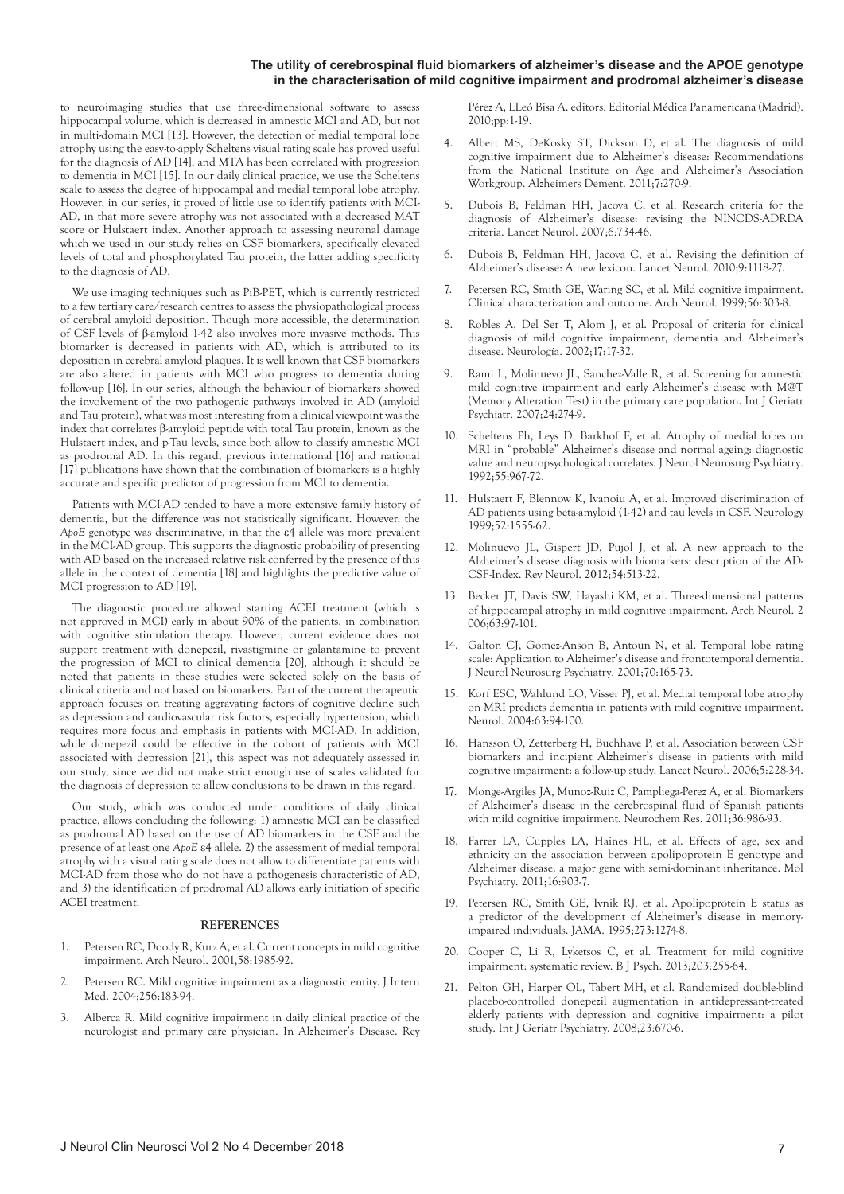to neuroimaging studies that use three-dimensional software to assess hippocampal volume, which is decreased in amnestic MCI and AD, but not in multi-domain MCI [13]. However, the detection of medial temporal lobe atrophy using the easy-to-apply Scheltens visual rating scale has proved useful for the diagnosis of AD [14], and MTA has been correlated with progression to dementia in MCI [15]. In our daily clinical practice, we use the Scheltens scale to assess the degree of hippocampal and medial temporal lobe atrophy. However, in our series, it proved of little use to identify patients with MCI-AD, in that more severe atrophy was not associated with a decreased MAT score or Hulstaert index. Another approach to assessing neuronal damage which we used in our study relies on CSF biomarkers, specifically elevated levels of total and phosphorylated Tau protein, the latter adding specificity to the diagnosis of AD.

We use imaging techniques such as PiB-PET, which is currently restricted to a few tertiary care/research centres to assess the physiopathological process of cerebral amyloid deposition. Though more accessible, the determination of CSF levels of β-amyloid 1-42 also involves more invasive methods. This biomarker is decreased in patients with AD, which is attributed to its deposition in cerebral amyloid plaques. It is well known that CSF biomarkers are also altered in patients with MCI who progress to dementia during follow-up [16]. In our series, although the behaviour of biomarkers showed the involvement of the two pathogenic pathways involved in AD (amyloid and Tau protein), what was most interesting from a clinical viewpoint was the index that correlates β-amyloid peptide with total Tau protein, known as the Hulstaert index, and p-Tau levels, since both allow to classify amnestic MCI as prodromal AD. In this regard, previous international [16] and national [17] publications have shown that the combination of biomarkers is a highly accurate and specific predictor of progression from MCI to dementia.

Patients with MCI-AD tended to have a more extensive family history of dementia, but the difference was not statistically significant. However, the *ApoE* genotype was discriminative, in that the ε4 allele was more prevalent in the MCI-AD group. This supports the diagnostic probability of presenting with AD based on the increased relative risk conferred by the presence of this allele in the context of dementia [18] and highlights the predictive value of MCI progression to AD [19].

The diagnostic procedure allowed starting ACEI treatment (which is not approved in MCI) early in about 90% of the patients, in combination with cognitive stimulation therapy. However, current evidence does not support treatment with donepezil, rivastigmine or galantamine to prevent the progression of MCI to clinical dementia [20], although it should be noted that patients in these studies were selected solely on the basis of clinical criteria and not based on biomarkers. Part of the current therapeutic approach focuses on treating aggravating factors of cognitive decline such as depression and cardiovascular risk factors, especially hypertension, which requires more focus and emphasis in patients with MCI-AD. In addition, while donepezil could be effective in the cohort of patients with MCI associated with depression [21], this aspect was not adequately assessed in our study, since we did not make strict enough use of scales validated for the diagnosis of depression to allow conclusions to be drawn in this regard.

Our study, which was conducted under conditions of daily clinical practice, allows concluding the following: 1) amnestic MCI can be classified as prodromal AD based on the use of AD biomarkers in the CSF and the presence of at least one *ApoE* ε4 allele. 2) the assessment of medial temporal atrophy with a visual rating scale does not allow to differentiate patients with MCI-AD from those who do not have a pathogenesis characteristic of AD, and 3) the identification of prodromal AD allows early initiation of specific ACEI treatment.

## REFERENCES

1. Petersen RC, Doody R, Kurz A, et al. Current concepts in mild cognitive impairment. Arch Neurol. 2001;58:1985-92.
2. Petersen RC. Mild cognitive impairment as a diagnostic entity. J Intern Med. 2004;256:183-94.
3. Alberca R. Mild cognitive impairment in daily clinical practice of the neurologist and primary care physician. In Alzheimer's Disease. Rey Pérez A, LLeó Bisa A. editors. Editorial Médica Panamericana (Madrid). 2010;pp:1-19.
4. Albert MS, DeKosky ST, Dickson D, et al. The diagnosis of mild cognitive impairment due to Alzheimer's disease: Recommendations from the National Institute on Age and Alzheimer's Association Workgroup. Alzheimers Dement. 2011;7:270-9.
5. Dubois B, Feldman HH, Jacova C, et al. Research criteria for the diagnosis of Alzheimer's disease: revising the NINCDS-ADRDA criteria. Lancet Neurol. 2007;6:734-46.
6. Dubois B, Feldman HH, Jacova C, et al. Revising the definition of Alzheimer's disease: A new lexicon. Lancet Neurol. 2010;9:1118-27.
7. Petersen RC, Smith GE, Waring SC, et al. Mild cognitive impairment. Clinical characterization and outcome. Arch Neurol. 1999;56:303-8.
8. Robles A, Del Ser T, Alom J, et al. Proposal of criteria for clinical diagnosis of mild cognitive impairment, dementia and Alzheimer's disease. Neurología. 2002;17:17-32.
9. Rami L, Molinuevo JL, Sanchez-Valle R, et al. Screening for amnestic mild cognitive impairment and early Alzheimer's disease with M@T (Memory Alteration Test) in the primary care population. Int J Geriatr Psychiatr. 2007;24:274-9.
10. Scheltens Ph, Leys D, Barkhof F, et al. Atrophy of medial lobes on MRI in "probable" Alzheimer's disease and normal ageing: diagnostic value and neuropsychological correlates. J Neurol Neurosurg Psychiatry. 1992;55:967-72.
11. Hulstaert F, Blennow K, Ivanoiu A, et al. Improved discrimination of AD patients using beta-amyloid (1-42) and tau levels in CSF. Neurology 1999;52:1555-62.
12. Molinuevo JL, Gispert JD, Pujol J, et al. A new approach to the Alzheimer's disease diagnosis with biomarkers: description of the AD-CSF-Index. Rev Neurol. 2012;54:513-22.
13. Becker JT, Davis SW, Hayashi KM, et al. Three-dimensional patterns of hippocampal atrophy in mild cognitive impairment. Arch Neurol. 2 006;63:97-101.
14. Galton CJ, Gomez-Anson B, Antoun N, et al. Temporal lobe rating scale: Application to Alzheimer's disease and frontotemporal dementia. J Neurol Neurosurg Psychiatry. 2001;70:165-73.
15. Korf ESC, Wahlund LO, Visser PJ, et al. Medial temporal lobe atrophy on MRI predicts dementia in patients with mild cognitive impairment. Neurol. 2004:63:94-100.
16. Hansson O, Zetterberg H, Buchhave P, et al. Association between CSF biomarkers and incipient Alzheimer's disease in patients with mild cognitive impairment: a follow-up study. Lancet Neurol. 2006;5:228-34.
17. Monge-Argiles JA, Munoz-Ruiz C, Pampliega-Perez A, et al. Biomarkers of Alzheimer's disease in the cerebrospinal fluid of Spanish patients with mild cognitive impairment. Neurochem Res. 2011;36:986-93.
18. Farrer LA, Cupples LA, Haines HL, et al. Effects of age, sex and ethnicity on the association between apolipoprotein E genotype and Alzheimer disease: a major gene with semi-dominant inheritance. Mol Psychiatry. 2011;16:903-7.
19. Petersen RC, Smith GE, Ivnik RJ, et al. Apolipoprotein E status as a predictor of the development of Alzheimer's disease in memory-impaired individuals. JAMA. 1995;273:1274-8.
20. Cooper C, Li R, Lyketsos C, et al. Treatment for mild cognitive impairment: systematic review. B J Psych. 2013;203:255-64.
21. Pelton GH, Harper OL, Tabert MH, et al. Randomized double-blind placebo-controlled donepezil augmentation in antidepressant-treated elderly patients with depression and cognitive impairment: a pilot study. Int J Geriatr Psychiatry. 2008;23:670-6.